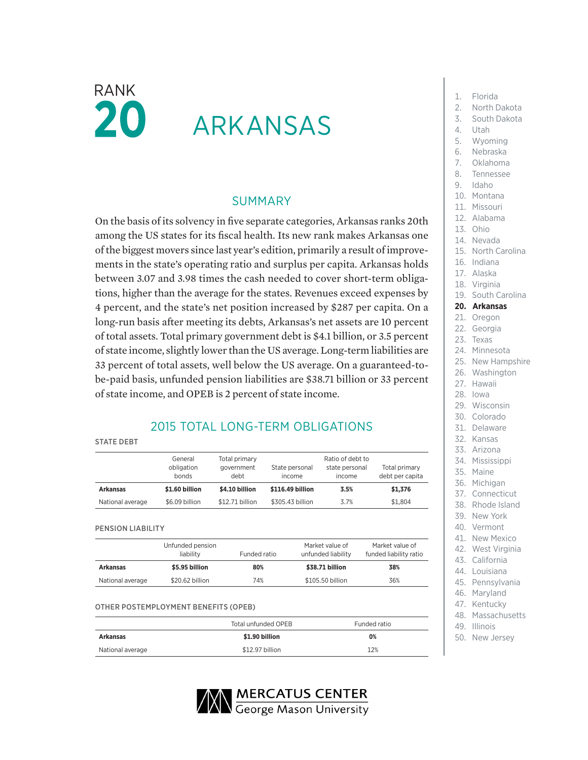RANK

# 20 ARKANSAS

## SUMMARY

On the basis of its solvency in five separate categories, Arkansas ranks 20th among the US states for its fiscal health. Its new rank makes Arkansas one of the biggest movers since last year's edition, primarily a result of improvements in the state's operating ratio and surplus per capita. Arkansas holds between 3.07 and 3.98 times the cash needed to cover short-term obligations, higher than the average for the states. Revenues exceed expenses by 4 percent, and the state's net position increased by $287 per capita. On a long-run basis after meeting its debts, Arkansas's net assets are 10 percent of total assets. Total primary government debt is $4.1 billion, or 3.5 percent of state income, slightly lower than the US average. Long-term liabilities are 33 percent of total assets, well below the US average. On a guaranteed-to-be-paid basis, unfunded pension liabilities are $38.71 billion or 33 percent of state income, and OPEB is 2 percent of state income.

## 2015 TOTAL LONG-TERM OBLIGATIONS

### STATE DEBT

| | General obligation bonds | Total primary government debt | State personal income | Ratio of debt to state personal income | Total primary debt per capita |
|---|---|---|---|---|---|
| **Arkansas** | **$1.60 billion** | **$4.10 billion** | **$116.49 billion** | **3.5%** | **$1,376** |
| National average | $6.09 billion | $12.71 billion | $305.43 billion | 3.7% | $1,804 |

### PENSION LIABILITY

| | Unfunded pension liability | Funded ratio | Market value of unfunded liability | Market value of funded liability ratio |
|---|---|---|---|---|
| **Arkansas** | **$5.95 billion** | **80%** | **$38.71 billion** | **38%** |
| National average | $20.62 billion | 74% | $105.50 billion | 36% |

### OTHER POSTEMPLOYMENT BENEFITS (OPEB)

| | Total unfunded OPEB | Funded ratio |
|---|---|---|
| **Arkansas** | **$1.90 billion** | **0%** |
| National average | $12.97 billion | 12% |

1. Florida
2. North Dakota
3. South Dakota
4. Utah
5. Wyoming
6. Nebraska
7. Oklahoma
8. Tennessee
9. Idaho
10. Montana
11. Missouri
12. Alabama
13. Ohio
14. Nevada
15. North Carolina
16. Indiana
17. Alaska
18. Virginia
19. South Carolina
20. **Arkansas**
21. Oregon
22. Georgia
23. Texas
24. Minnesota
25. New Hampshire
26. Washington
27. Hawaii
28. Iowa
29. Wisconsin
30. Colorado
31. Delaware
32. Kansas
33. Arizona
34. Mississippi
35. Maine
36. Michigan
37. Connecticut
38. Rhode Island
39. New York
40. Vermont
41. New Mexico
42. West Virginia
43. California
44. Louisiana
45. Pennsylvania
46. Maryland
47. Kentucky
48. Massachusetts
49. Illinois
50. New Jersey

MERCATUS CENTER
George Mason University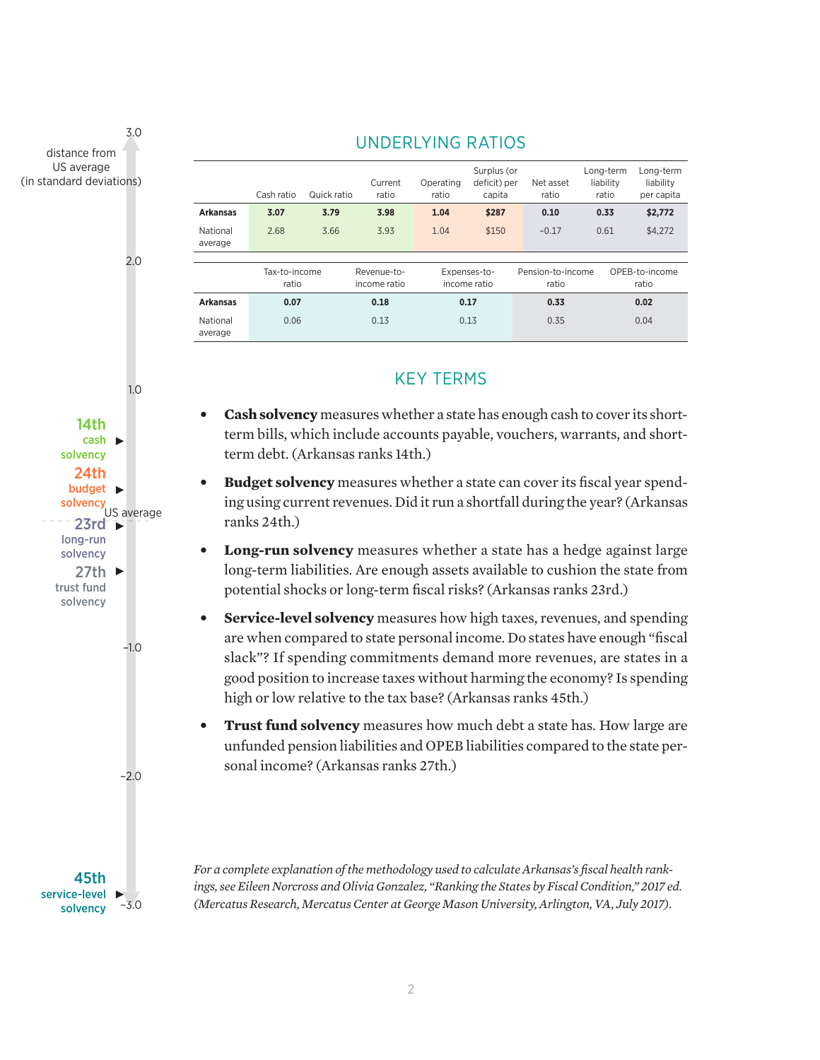3.0

distance from US average (in standard deviations)

2.0

1.0

14th cash solvency

24th budget solvency

US average

23rd long-run solvency

27th trust fund solvency

-1.0

-2.0

45th service-level solvency

-3.0

## UNDERLYING RATIOS

| | Cash ratio | Quick ratio | Current ratio | Operating ratio | Surplus (or deficit) per capita | Net asset ratio | Long-term liability ratio | Long-term liability per capita |
|---|---|---|---|---|---|---|---|---|
| **Arkansas** | **3.07** | **3.79** | **3.98** | **1.04** | **$287** | **0.10** | **0.33** | **$2,772** |
| National average | 2.68 | 3.66 | 3.93 | 1.04 | $150 | −0.17 | 0.61 | $4,272 |

| | Tax-to-income ratio | Revenue-to-income ratio | Expenses-to-income ratio | Pension-to-income ratio | OPEB-to-income ratio |
|---|---|---|---|---|---|
| **Arkansas** | **0.07** | **0.18** | **0.17** | **0.33** | **0.02** |
| National average | 0.06 | 0.13 | 0.13 | 0.35 | 0.04 |

## KEY TERMS

- **Cash solvency** measures whether a state has enough cash to cover its short-term bills, which include accounts payable, vouchers, warrants, and short-term debt. (Arkansas ranks 14th.)
- **Budget solvency** measures whether a state can cover its fiscal year spending using current revenues. Did it run a shortfall during the year? (Arkansas ranks 24th.)
- **Long-run solvency** measures whether a state has a hedge against large long-term liabilities. Are enough assets available to cushion the state from potential shocks or long-term fiscal risks? (Arkansas ranks 23rd.)
- **Service-level solvency** measures how high taxes, revenues, and spending are when compared to state personal income. Do states have enough "fiscal slack"? If spending commitments demand more revenues, are states in a good position to increase taxes without harming the economy? Is spending high or low relative to the tax base? (Arkansas ranks 45th.)
- **Trust fund solvency** measures how much debt a state has. How large are unfunded pension liabilities and OPEB liabilities compared to the state personal income? (Arkansas ranks 27th.)

*For a complete explanation of the methodology used to calculate Arkansas's fiscal health rankings, see Eileen Norcross and Olivia Gonzalez, "Ranking the States by Fiscal Condition," 2017 ed. (Mercatus Research, Mercatus Center at George Mason University, Arlington, VA, July 2017).*